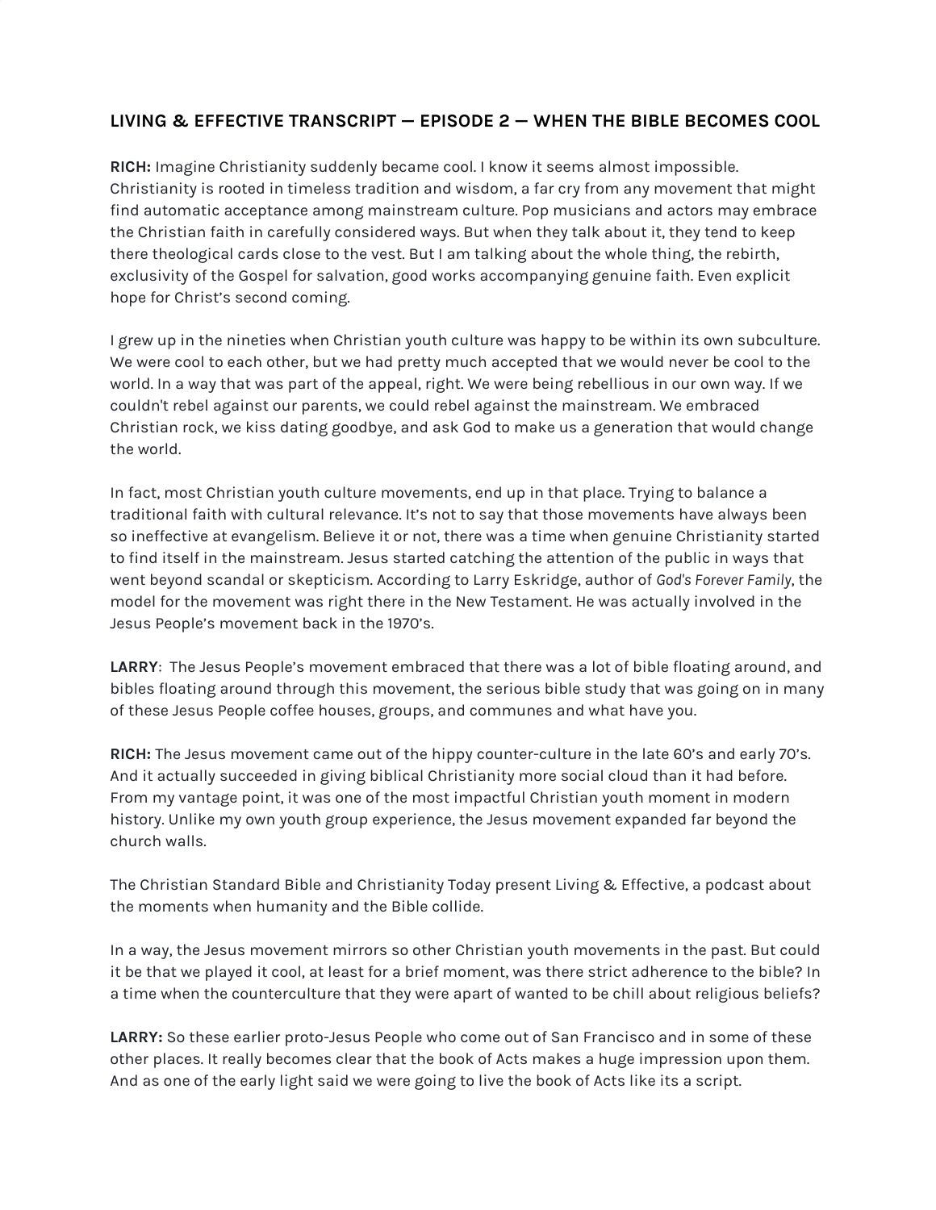**LIVING & EFFECTIVE TRANSCRIPT — EPISODE 2 — WHEN THE BIBLE BECOMES COOL**

**RICH:** Imagine Christianity suddenly became cool. I know it seems almost impossible. Christianity is rooted in timeless tradition and wisdom, a far cry from any movement that might find automatic acceptance among mainstream culture. Pop musicians and actors may embrace the Christian faith in carefully considered ways. But when they talk about it, they tend to keep there theological cards close to the vest. But I am talking about the whole thing, the rebirth, exclusivity of the Gospel for salvation, good works accompanying genuine faith. Even explicit hope for Christ's second coming.

I grew up in the nineties when Christian youth culture was happy to be within its own subculture. We were cool to each other, but we had pretty much accepted that we would never be cool to the world. In a way that was part of the appeal, right. We were being rebellious in our own way. If we couldn't rebel against our parents, we could rebel against the mainstream. We embraced Christian rock, we kiss dating goodbye, and ask God to make us a generation that would change the world.

In fact, most Christian youth culture movements, end up in that place. Trying to balance a traditional faith with cultural relevance. It's not to say that those movements have always been so ineffective at evangelism. Believe it or not, there was a time when genuine Christianity started to find itself in the mainstream. Jesus started catching the attention of the public in ways that went beyond scandal or skepticism. According to Larry Eskridge, author of *God's Forever Family*, the model for the movement was right there in the New Testament. He was actually involved in the Jesus People's movement back in the 1970's.

**LARRY**: The Jesus People's movement embraced that there was a lot of bible floating around, and bibles floating around through this movement, the serious bible study that was going on in many of these Jesus People coffee houses, groups, and communes and what have you.

**RICH:** The Jesus movement came out of the hippy counter-culture in the late 60's and early 70's. And it actually succeeded in giving biblical Christianity more social cloud than it had before. From my vantage point, it was one of the most impactful Christian youth moment in modern history. Unlike my own youth group experience, the Jesus movement expanded far beyond the church walls.

The Christian Standard Bible and Christianity Today present Living & Effective, a podcast about the moments when humanity and the Bible collide.

In a way, the Jesus movement mirrors so other Christian youth movements in the past. But could it be that we played it cool, at least for a brief moment, was there strict adherence to the bible? In a time when the counterculture that they were apart of wanted to be chill about religious beliefs?

**LARRY:** So these earlier proto-Jesus People who come out of San Francisco and in some of these other places. It really becomes clear that the book of Acts makes a huge impression upon them. And as one of the early light said we were going to live the book of Acts like its a script.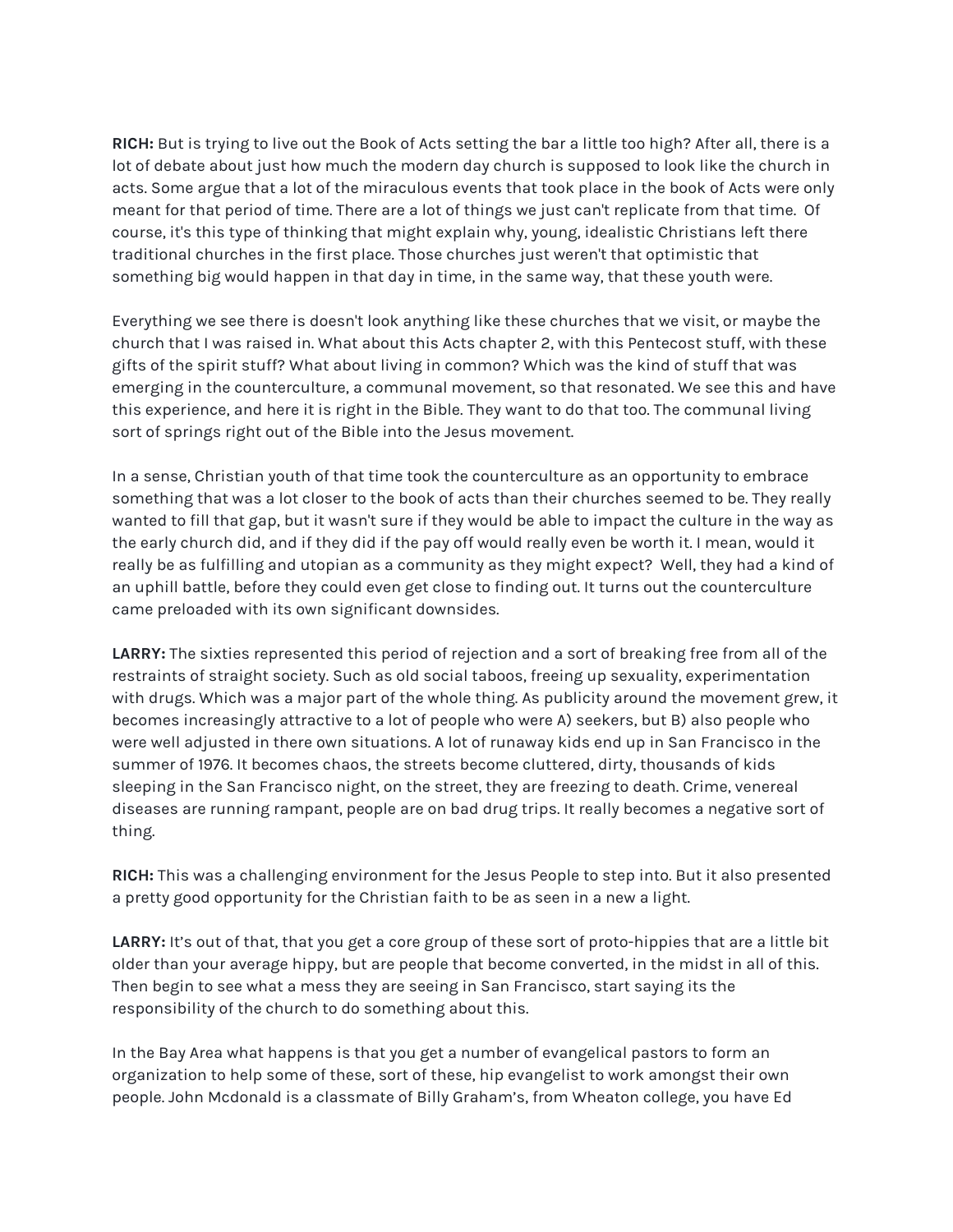**RICH:** But is trying to live out the Book of Acts setting the bar a little too high? After all, there is a lot of debate about just how much the modern day church is supposed to look like the church in acts. Some argue that a lot of the miraculous events that took place in the book of Acts were only meant for that period of time. There are a lot of things we just can't replicate from that time. Of course, it's this type of thinking that might explain why, young, idealistic Christians left there traditional churches in the first place. Those churches just weren't that optimistic that something big would happen in that day in time, in the same way, that these youth were.

Everything we see there is doesn't look anything like these churches that we visit, or maybe the church that I was raised in. What about this Acts chapter 2, with this Pentecost stuff, with these gifts of the spirit stuff? What about living in common? Which was the kind of stuff that was emerging in the counterculture, a communal movement, so that resonated. We see this and have this experience, and here it is right in the Bible. They want to do that too. The communal living sort of springs right out of the Bible into the Jesus movement.

In a sense, Christian youth of that time took the counterculture as an opportunity to embrace something that was a lot closer to the book of acts than their churches seemed to be. They really wanted to fill that gap, but it wasn't sure if they would be able to impact the culture in the way as the early church did, and if they did if the pay off would really even be worth it. I mean, would it really be as fulfilling and utopian as a community as they might expect? Well, they had a kind of an uphill battle, before they could even get close to finding out. It turns out the counterculture came preloaded with its own significant downsides.

**LARRY:** The sixties represented this period of rejection and a sort of breaking free from all of the restraints of straight society. Such as old social taboos, freeing up sexuality, experimentation with drugs. Which was a major part of the whole thing. As publicity around the movement grew, it becomes increasingly attractive to a lot of people who were A) seekers, but B) also people who were well adjusted in there own situations. A lot of runaway kids end up in San Francisco in the summer of 1976. It becomes chaos, the streets become cluttered, dirty, thousands of kids sleeping in the San Francisco night, on the street, they are freezing to death. Crime, venereal diseases are running rampant, people are on bad drug trips. It really becomes a negative sort of thing.

**RICH:** This was a challenging environment for the Jesus People to step into. But it also presented a pretty good opportunity for the Christian faith to be as seen in a new a light.

**LARRY:** It's out of that, that you get a core group of these sort of proto-hippies that are a little bit older than your average hippy, but are people that become converted, in the midst in all of this. Then begin to see what a mess they are seeing in San Francisco, start saying its the responsibility of the church to do something about this.

In the Bay Area what happens is that you get a number of evangelical pastors to form an organization to help some of these, sort of these, hip evangelist to work amongst their own people. John Mcdonald is a classmate of Billy Graham's, from Wheaton college, you have Ed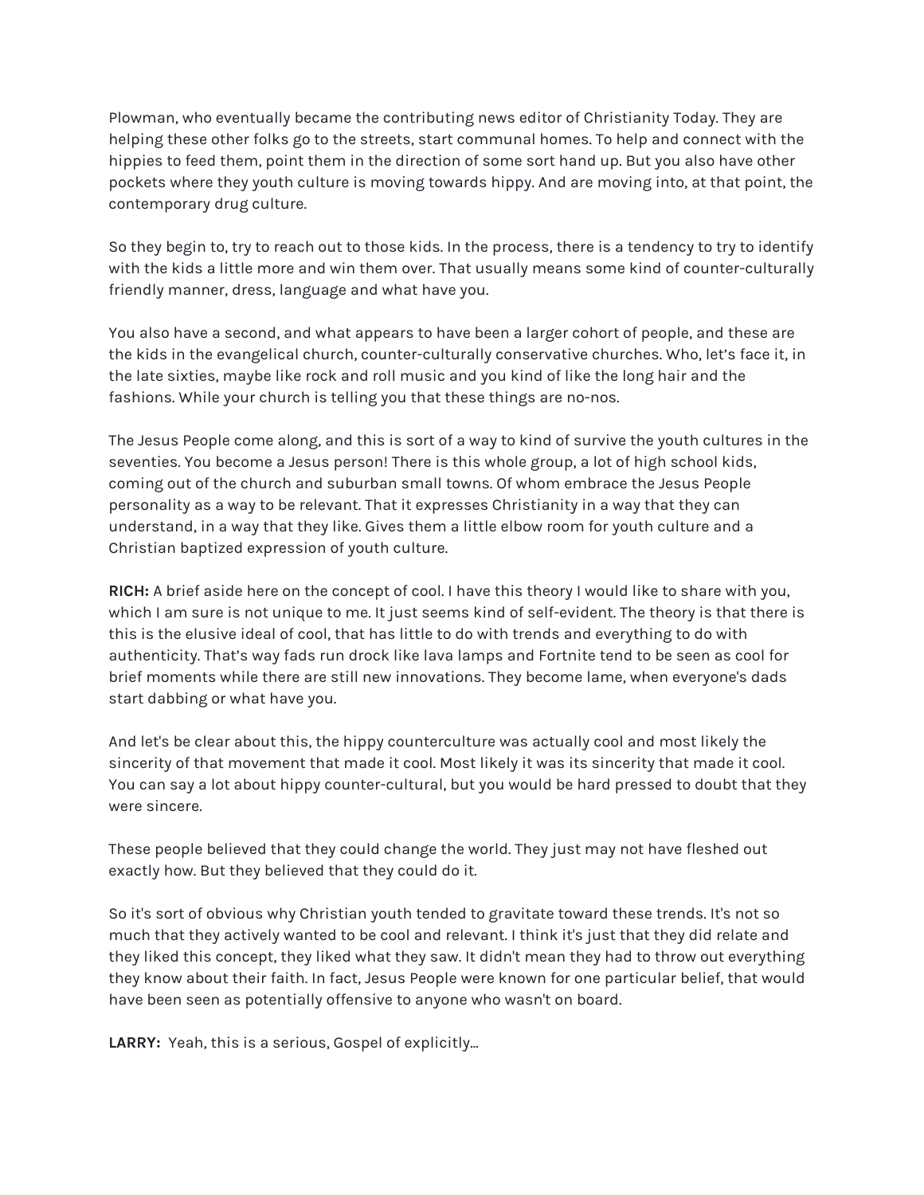Plowman, who eventually became the contributing news editor of Christianity Today. They are helping these other folks go to the streets, start communal homes. To help and connect with the hippies to feed them, point them in the direction of some sort hand up. But you also have other pockets where they youth culture is moving towards hippy. And are moving into, at that point, the contemporary drug culture.

So they begin to, try to reach out to those kids. In the process, there is a tendency to try to identify with the kids a little more and win them over. That usually means some kind of counter-culturally friendly manner, dress, language and what have you.

You also have a second, and what appears to have been a larger cohort of people, and these are the kids in the evangelical church, counter-culturally conservative churches. Who, let's face it, in the late sixties, maybe like rock and roll music and you kind of like the long hair and the fashions. While your church is telling you that these things are no-nos.

The Jesus People come along, and this is sort of a way to kind of survive the youth cultures in the seventies. You become a Jesus person! There is this whole group, a lot of high school kids, coming out of the church and suburban small towns. Of whom embrace the Jesus People personality as a way to be relevant. That it expresses Christianity in a way that they can understand, in a way that they like. Gives them a little elbow room for youth culture and a Christian baptized expression of youth culture.

**RICH:** A brief aside here on the concept of cool. I have this theory I would like to share with you, which I am sure is not unique to me. It just seems kind of self-evident. The theory is that there is this is the elusive ideal of cool, that has little to do with trends and everything to do with authenticity. That's way fads run drock like lava lamps and Fortnite tend to be seen as cool for brief moments while there are still new innovations. They become lame, when everyone's dads start dabbing or what have you.

And let's be clear about this, the hippy counterculture was actually cool and most likely the sincerity of that movement that made it cool. Most likely it was its sincerity that made it cool. You can say a lot about hippy counter-cultural, but you would be hard pressed to doubt that they were sincere.

These people believed that they could change the world. They just may not have fleshed out exactly how. But they believed that they could do it.

So it's sort of obvious why Christian youth tended to gravitate toward these trends. It's not so much that they actively wanted to be cool and relevant. I think it's just that they did relate and they liked this concept, they liked what they saw. It didn't mean they had to throw out everything they know about their faith. In fact, Jesus People were known for one particular belief, that would have been seen as potentially offensive to anyone who wasn't on board.

**LARRY:** Yeah, this is a serious, Gospel of explicitly...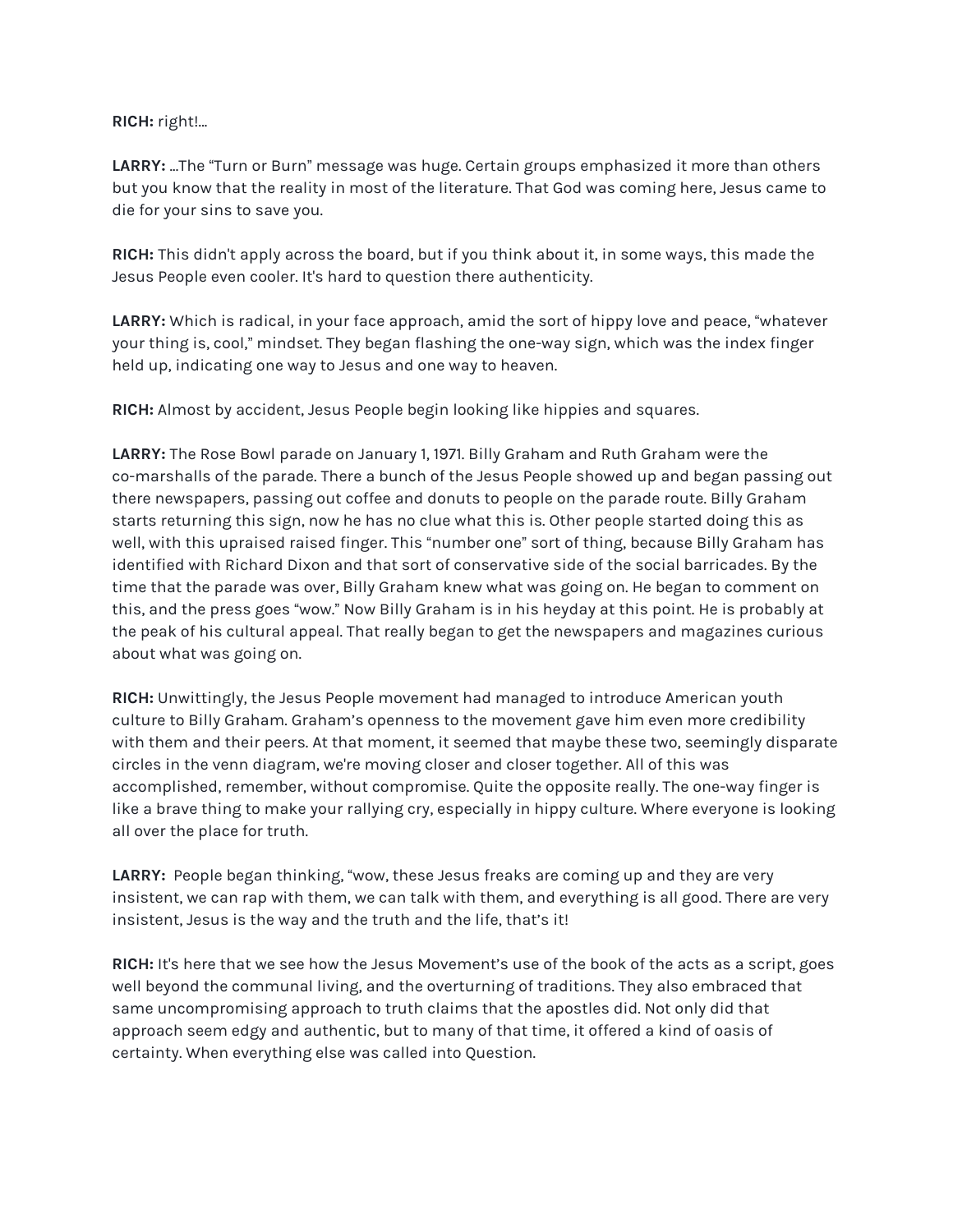**RICH:** right!...

**LARRY:** ...The "Turn or Burn" message was huge. Certain groups emphasized it more than others but you know that the reality in most of the literature. That God was coming here, Jesus came to die for your sins to save you.

**RICH:** This didn't apply across the board, but if you think about it, in some ways, this made the Jesus People even cooler. It's hard to question there authenticity.

**LARRY:** Which is radical, in your face approach, amid the sort of hippy love and peace, "whatever your thing is, cool," mindset. They began flashing the one-way sign, which was the index finger held up, indicating one way to Jesus and one way to heaven.

**RICH:** Almost by accident, Jesus People begin looking like hippies and squares.

**LARRY:** The Rose Bowl parade on January 1, 1971. Billy Graham and Ruth Graham were the co-marshalls of the parade. There a bunch of the Jesus People showed up and began passing out there newspapers, passing out coffee and donuts to people on the parade route. Billy Graham starts returning this sign, now he has no clue what this is. Other people started doing this as well, with this upraised raised finger. This "number one" sort of thing, because Billy Graham has identified with Richard Dixon and that sort of conservative side of the social barricades. By the time that the parade was over, Billy Graham knew what was going on. He began to comment on this, and the press goes "wow." Now Billy Graham is in his heyday at this point. He is probably at the peak of his cultural appeal. That really began to get the newspapers and magazines curious about what was going on.

**RICH:** Unwittingly, the Jesus People movement had managed to introduce American youth culture to Billy Graham. Graham's openness to the movement gave him even more credibility with them and their peers. At that moment, it seemed that maybe these two, seemingly disparate circles in the venn diagram, we're moving closer and closer together. All of this was accomplished, remember, without compromise. Quite the opposite really. The one-way finger is like a brave thing to make your rallying cry, especially in hippy culture. Where everyone is looking all over the place for truth.

**LARRY:** People began thinking, "wow, these Jesus freaks are coming up and they are very insistent, we can rap with them, we can talk with them, and everything is all good. There are very insistent, Jesus is the way and the truth and the life, that's it!

**RICH:** It's here that we see how the Jesus Movement's use of the book of the acts as a script, goes well beyond the communal living, and the overturning of traditions. They also embraced that same uncompromising approach to truth claims that the apostles did. Not only did that approach seem edgy and authentic, but to many of that time, it offered a kind of oasis of certainty. When everything else was called into Question.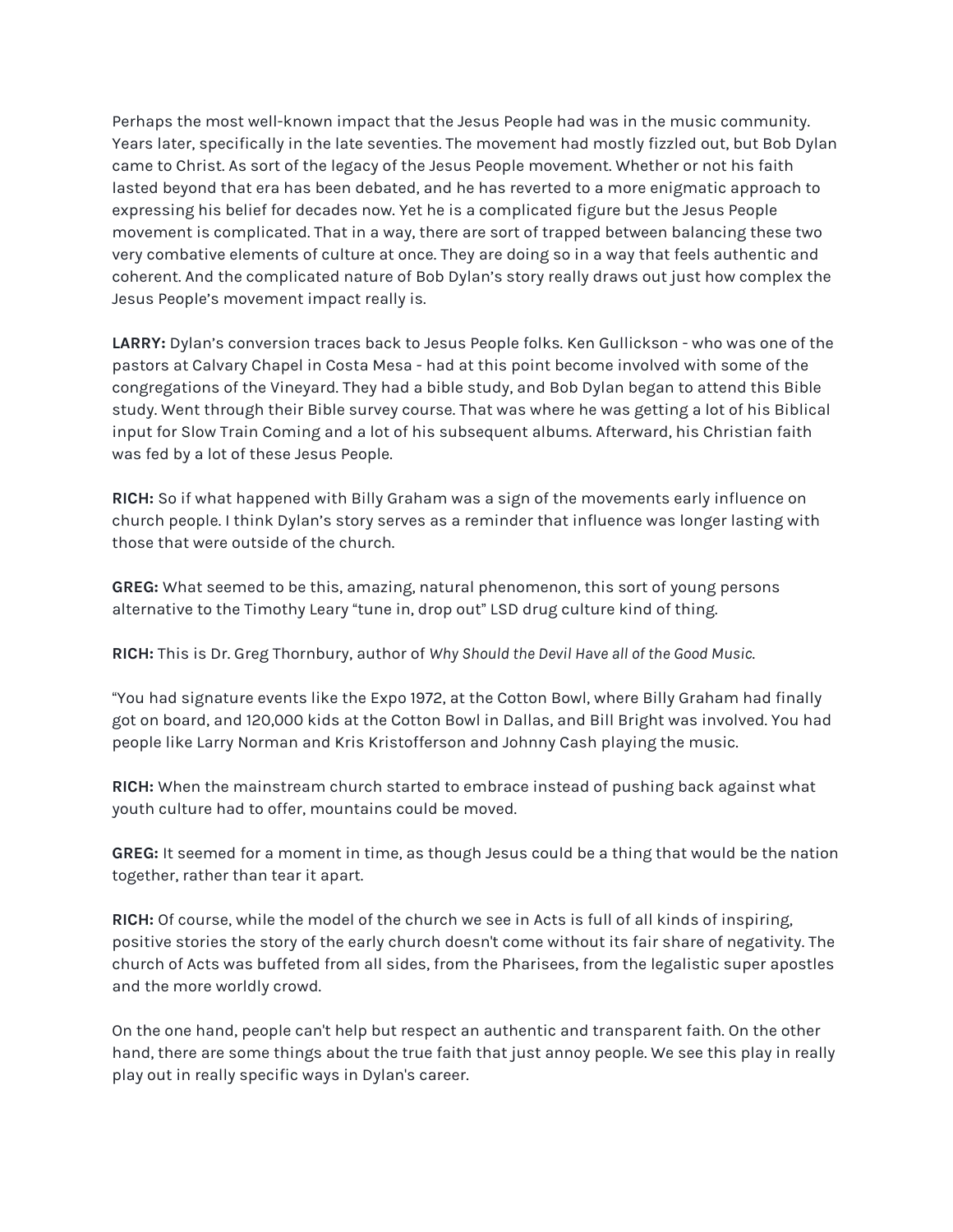Perhaps the most well-known impact that the Jesus People had was in the music community. Years later, specifically in the late seventies. The movement had mostly fizzled out, but Bob Dylan came to Christ. As sort of the legacy of the Jesus People movement. Whether or not his faith lasted beyond that era has been debated, and he has reverted to a more enigmatic approach to expressing his belief for decades now. Yet he is a complicated figure but the Jesus People movement is complicated. That in a way, there are sort of trapped between balancing these two very combative elements of culture at once. They are doing so in a way that feels authentic and coherent. And the complicated nature of Bob Dylan's story really draws out just how complex the Jesus People's movement impact really is.

**LARRY:** Dylan's conversion traces back to Jesus People folks. Ken Gullickson - who was one of the pastors at Calvary Chapel in Costa Mesa - had at this point become involved with some of the congregations of the Vineyard. They had a bible study, and Bob Dylan began to attend this Bible study. Went through their Bible survey course. That was where he was getting a lot of his Biblical input for Slow Train Coming and a lot of his subsequent albums. Afterward, his Christian faith was fed by a lot of these Jesus People.

**RICH:** So if what happened with Billy Graham was a sign of the movements early influence on church people. I think Dylan's story serves as a reminder that influence was longer lasting with those that were outside of the church.

**GREG:** What seemed to be this, amazing, natural phenomenon, this sort of young persons alternative to the Timothy Leary "tune in, drop out" LSD drug culture kind of thing.

**RICH:** This is Dr. Greg Thornbury, author of *Why Should the Devil Have all of the Good Music.*

"You had signature events like the Expo 1972, at the Cotton Bowl, where Billy Graham had finally got on board, and 120,000 kids at the Cotton Bowl in Dallas, and Bill Bright was involved. You had people like Larry Norman and Kris Kristofferson and Johnny Cash playing the music.

**RICH:** When the mainstream church started to embrace instead of pushing back against what youth culture had to offer, mountains could be moved.

**GREG:** It seemed for a moment in time, as though Jesus could be a thing that would be the nation together, rather than tear it apart.

**RICH:** Of course, while the model of the church we see in Acts is full of all kinds of inspiring, positive stories the story of the early church doesn't come without its fair share of negativity. The church of Acts was buffeted from all sides, from the Pharisees, from the legalistic super apostles and the more worldly crowd.

On the one hand, people can't help but respect an authentic and transparent faith. On the other hand, there are some things about the true faith that just annoy people. We see this play in really play out in really specific ways in Dylan's career.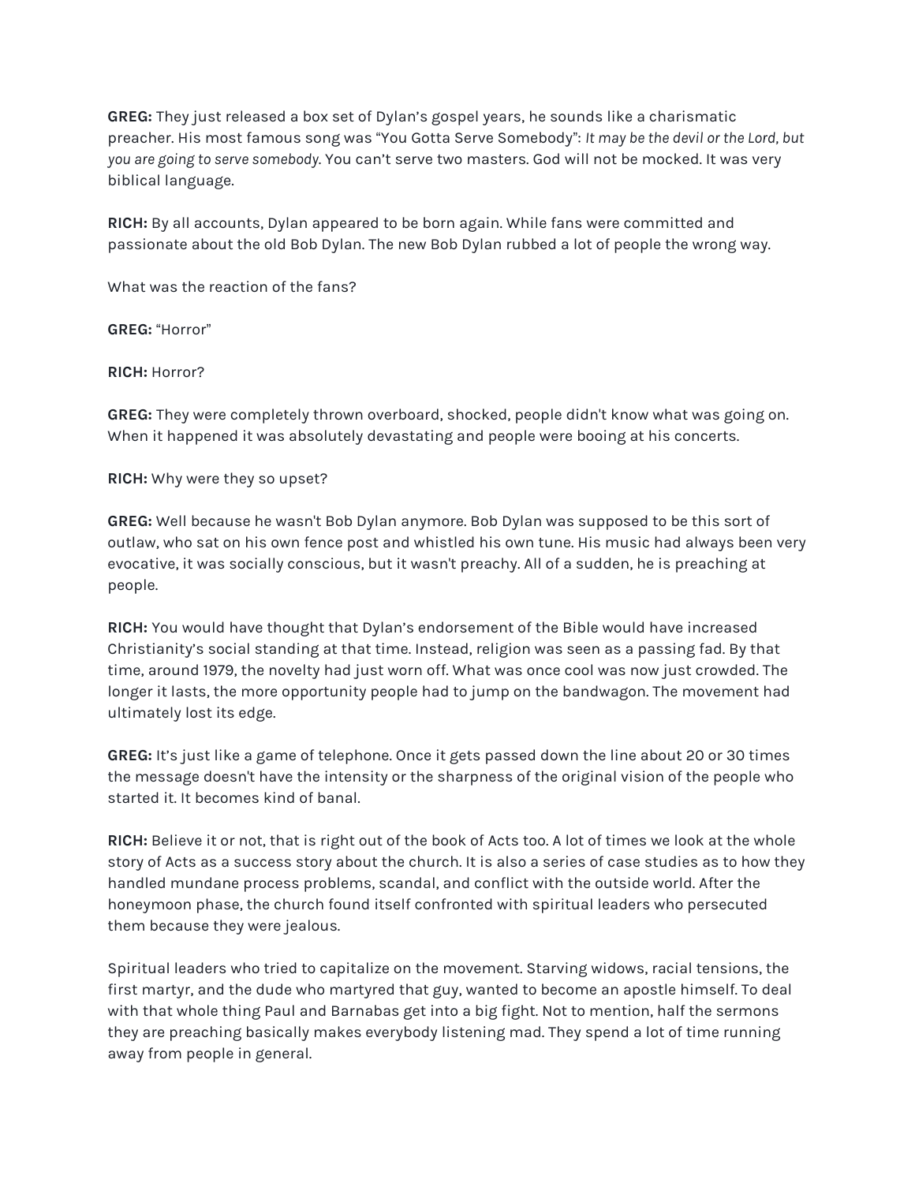**GREG:** They just released a box set of Dylan's gospel years, he sounds like a charismatic preacher. His most famous song was "You Gotta Serve Somebody": *It may be the devil or the Lord, but you are going to serve somebody.* You can't serve two masters. God will not be mocked. It was very biblical language.

**RICH:** By all accounts, Dylan appeared to be born again. While fans were committed and passionate about the old Bob Dylan. The new Bob Dylan rubbed a lot of people the wrong way.

What was the reaction of the fans?

**GREG:** "Horror"

**RICH:** Horror?

**GREG:** They were completely thrown overboard, shocked, people didn't know what was going on. When it happened it was absolutely devastating and people were booing at his concerts.

**RICH:** Why were they so upset?

**GREG:** Well because he wasn't Bob Dylan anymore. Bob Dylan was supposed to be this sort of outlaw, who sat on his own fence post and whistled his own tune. His music had always been very evocative, it was socially conscious, but it wasn't preachy. All of a sudden, he is preaching at people.

**RICH:** You would have thought that Dylan's endorsement of the Bible would have increased Christianity's social standing at that time. Instead, religion was seen as a passing fad. By that time, around 1979, the novelty had just worn off. What was once cool was now just crowded. The longer it lasts, the more opportunity people had to jump on the bandwagon. The movement had ultimately lost its edge.

**GREG:** It's just like a game of telephone. Once it gets passed down the line about 20 or 30 times the message doesn't have the intensity or the sharpness of the original vision of the people who started it. It becomes kind of banal.

**RICH:** Believe it or not, that is right out of the book of Acts too. A lot of times we look at the whole story of Acts as a success story about the church. It is also a series of case studies as to how they handled mundane process problems, scandal, and conflict with the outside world. After the honeymoon phase, the church found itself confronted with spiritual leaders who persecuted them because they were jealous.

Spiritual leaders who tried to capitalize on the movement. Starving widows, racial tensions, the first martyr, and the dude who martyred that guy, wanted to become an apostle himself. To deal with that whole thing Paul and Barnabas get into a big fight. Not to mention, half the sermons they are preaching basically makes everybody listening mad. They spend a lot of time running away from people in general.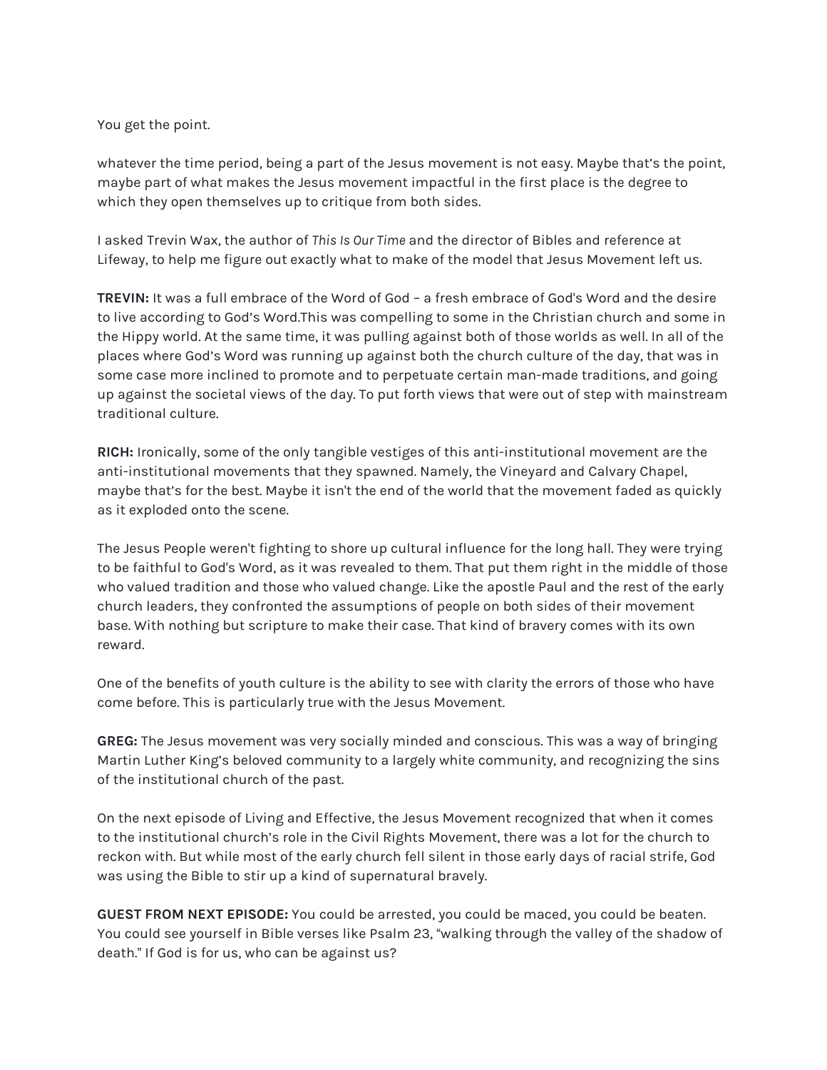You get the point.

whatever the time period, being a part of the Jesus movement is not easy. Maybe that's the point, maybe part of what makes the Jesus movement impactful in the first place is the degree to which they open themselves up to critique from both sides.

I asked Trevin Wax, the author of *This Is Our Time* and the director of Bibles and reference at Lifeway, to help me figure out exactly what to make of the model that Jesus Movement left us.

**TREVIN:** It was a full embrace of the Word of God – a fresh embrace of God's Word and the desire to live according to God's Word.This was compelling to some in the Christian church and some in the Hippy world. At the same time, it was pulling against both of those worlds as well. In all of the places where God's Word was running up against both the church culture of the day, that was in some case more inclined to promote and to perpetuate certain man-made traditions, and going up against the societal views of the day. To put forth views that were out of step with mainstream traditional culture.

**RICH:** Ironically, some of the only tangible vestiges of this anti-institutional movement are the anti-institutional movements that they spawned. Namely, the Vineyard and Calvary Chapel, maybe that's for the best. Maybe it isn't the end of the world that the movement faded as quickly as it exploded onto the scene.

The Jesus People weren't fighting to shore up cultural influence for the long hall. They were trying to be faithful to God's Word, as it was revealed to them. That put them right in the middle of those who valued tradition and those who valued change. Like the apostle Paul and the rest of the early church leaders, they confronted the assumptions of people on both sides of their movement base. With nothing but scripture to make their case. That kind of bravery comes with its own reward.

One of the benefits of youth culture is the ability to see with clarity the errors of those who have come before. This is particularly true with the Jesus Movement.

**GREG:** The Jesus movement was very socially minded and conscious. This was a way of bringing Martin Luther King's beloved community to a largely white community, and recognizing the sins of the institutional church of the past.

On the next episode of Living and Effective, the Jesus Movement recognized that when it comes to the institutional church's role in the Civil Rights Movement, there was a lot for the church to reckon with. But while most of the early church fell silent in those early days of racial strife, God was using the Bible to stir up a kind of supernatural bravely.

**GUEST FROM NEXT EPISODE:** You could be arrested, you could be maced, you could be beaten. You could see yourself in Bible verses like Psalm 23, "walking through the valley of the shadow of death." If God is for us, who can be against us?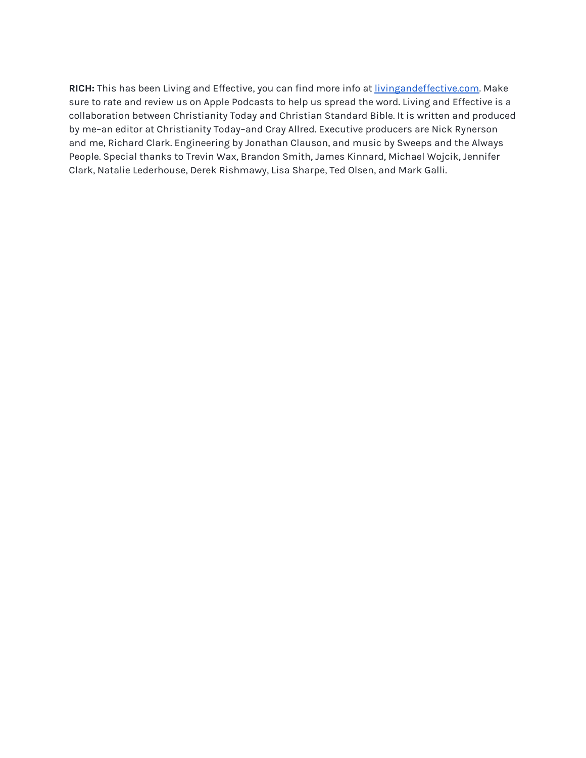**RICH:** This has been Living and Effective, you can find more info at [livingandeffective.com](livingandeffective.com). Make sure to rate and review us on Apple Podcasts to help us spread the word. Living and Effective is a collaboration between Christianity Today and Christian Standard Bible. It is written and produced by me–an editor at Christianity Today–and Cray Allred. Executive producers are Nick Rynerson and me, Richard Clark. Engineering by Jonathan Clauson, and music by Sweeps and the Always People. Special thanks to Trevin Wax, Brandon Smith, James Kinnard, Michael Wojcik, Jennifer Clark, Natalie Lederhouse, Derek Rishmawy, Lisa Sharpe, Ted Olsen, and Mark Galli.